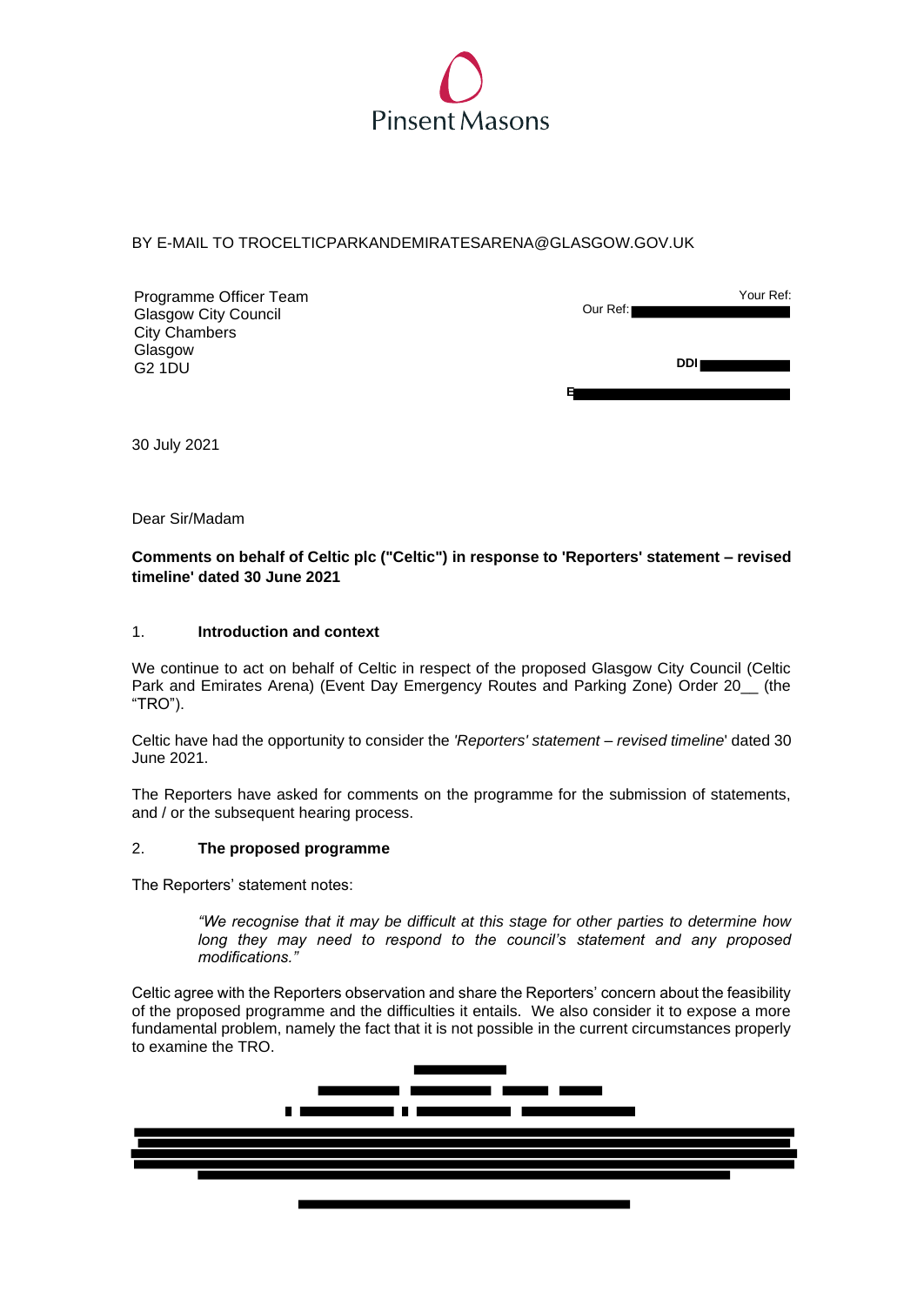Pinsent Masons

BY E-MAIL TO TROCELTICPARKANDEMIRATESARENA@GLASGOW.GOV.UK

Programme Officer Team
Glasgow City Council
City Chambers
Glasgow
G2 1DU

Your Ref:
Our Ref:

DDI

E

30 July 2021

Dear Sir/Madam

**Comments on behalf of Celtic plc ("Celtic") in response to 'Reporters' statement – revised timeline' dated 30 June 2021**

## 1. Introduction and context

We continue to act on behalf of Celtic in respect of the proposed Glasgow City Council (Celtic Park and Emirates Arena) (Event Day Emergency Routes and Parking Zone) Order 20__ (the "TRO").

Celtic have had the opportunity to consider the *'Reporters' statement – revised timeline*' dated 30 June 2021.

The Reporters have asked for comments on the programme for the submission of statements, and / or the subsequent hearing process.

## 2. The proposed programme

The Reporters' statement notes:

> *"We recognise that it may be difficult at this stage for other parties to determine how long they may need to respond to the council's statement and any proposed modifications."*

Celtic agree with the Reporters observation and share the Reporters' concern about the feasibility of the proposed programme and the difficulties it entails. We also consider it to expose a more fundamental problem, namely the fact that it is not possible in the current circumstances properly to examine the TRO.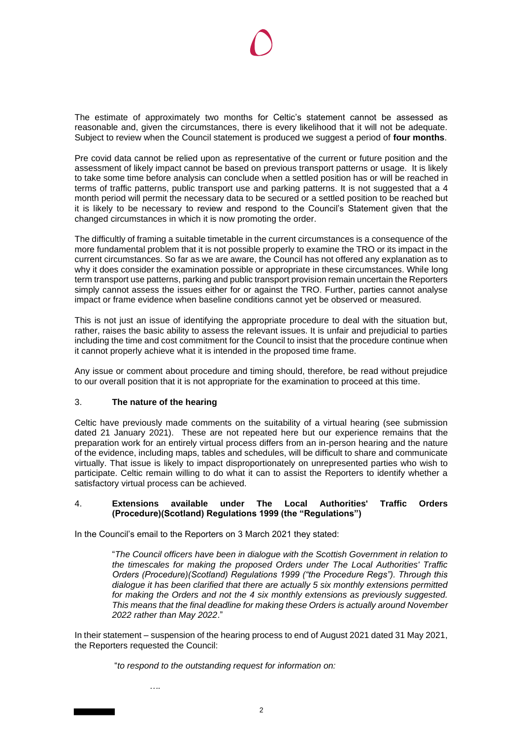The estimate of approximately two months for Celtic's statement cannot be assessed as reasonable and, given the circumstances, there is every likelihood that it will not be adequate. Subject to review when the Council statement is produced we suggest a period of **four months**.

Pre covid data cannot be relied upon as representative of the current or future position and the assessment of likely impact cannot be based on previous transport patterns or usage. It is likely to take some time before analysis can conclude when a settled position has or will be reached in terms of traffic patterns, public transport use and parking patterns. It is not suggested that a 4 month period will permit the necessary data to be secured or a settled position to be reached but it is likely to be necessary to review and respond to the Council's Statement given that the changed circumstances in which it is now promoting the order.

The difficultly of framing a suitable timetable in the current circumstances is a consequence of the more fundamental problem that it is not possible properly to examine the TRO or its impact in the current circumstances. So far as we are aware, the Council has not offered any explanation as to why it does consider the examination possible or appropriate in these circumstances. While long term transport use patterns, parking and public transport provision remain uncertain the Reporters simply cannot assess the issues either for or against the TRO. Further, parties cannot analyse impact or frame evidence when baseline conditions cannot yet be observed or measured.

This is not just an issue of identifying the appropriate procedure to deal with the situation but, rather, raises the basic ability to assess the relevant issues. It is unfair and prejudicial to parties including the time and cost commitment for the Council to insist that the procedure continue when it cannot properly achieve what it is intended in the proposed time frame.

Any issue or comment about procedure and timing should, therefore, be read without prejudice to our overall position that it is not appropriate for the examination to proceed at this time.

## 3. **The nature of the hearing**

Celtic have previously made comments on the suitability of a virtual hearing (see submission dated 21 January 2021). These are not repeated here but our experience remains that the preparation work for an entirely virtual process differs from an in-person hearing and the nature of the evidence, including maps, tables and schedules, will be difficult to share and communicate virtually. That issue is likely to impact disproportionately on unrepresented parties who wish to participate. Celtic remain willing to do what it can to assist the Reporters to identify whether a satisfactory virtual process can be achieved.

## 4. **Extensions available under The Local Authorities' Traffic Orders (Procedure)(Scotland) Regulations 1999 (the "Regulations")**

In the Council's email to the Reporters on 3 March 2021 they stated:

> "*The Council officers have been in dialogue with the Scottish Government in relation to the timescales for making the proposed Orders under The Local Authorities' Traffic Orders (Procedure)(Scotland) Regulations 1999 ("the Procedure Regs"). Through this dialogue it has been clarified that there are actually 5 six monthly extensions permitted for making the Orders and not the 4 six monthly extensions as previously suggested. This means that the final deadline for making these Orders is actually around November 2022 rather than May 2022*."

In their statement – suspension of the hearing process to end of August 2021 dated 31 May 2021, the Reporters requested the Council:

> "*to respond to the outstanding request for information on:*
>
> ….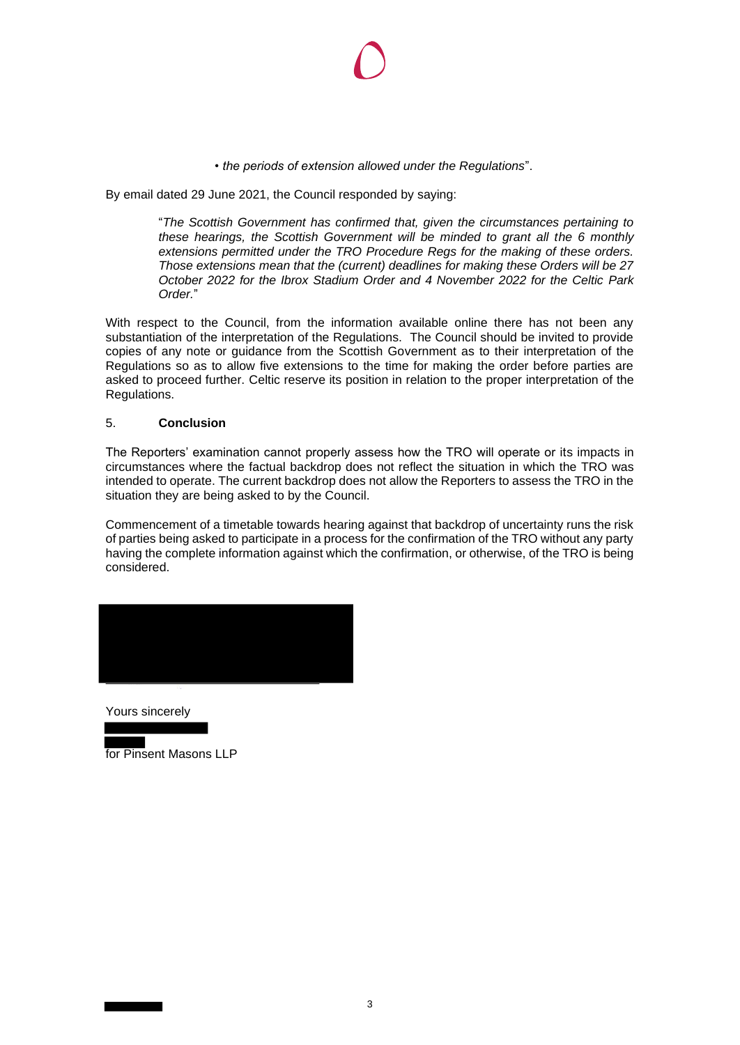• *the periods of extension allowed under the Regulations*".

By email dated 29 June 2021, the Council responded by saying:

> "*The Scottish Government has confirmed that, given the circumstances pertaining to these hearings, the Scottish Government will be minded to grant all the 6 monthly extensions permitted under the TRO Procedure Regs for the making of these orders. Those extensions mean that the (current) deadlines for making these Orders will be 27 October 2022 for the Ibrox Stadium Order and 4 November 2022 for the Celtic Park Order.*"

With respect to the Council, from the information available online there has not been any substantiation of the interpretation of the Regulations. The Council should be invited to provide copies of any note or guidance from the Scottish Government as to their interpretation of the Regulations so as to allow five extensions to the time for making the order before parties are asked to proceed further. Celtic reserve its position in relation to the proper interpretation of the Regulations.

## 5. **Conclusion**

The Reporters' examination cannot properly assess how the TRO will operate or its impacts in circumstances where the factual backdrop does not reflect the situation in which the TRO was intended to operate. The current backdrop does not allow the Reporters to assess the TRO in the situation they are being asked to by the Council.

Commencement of a timetable towards hearing against that backdrop of uncertainty runs the risk of parties being asked to participate in a process for the confirmation of the TRO without any party having the complete information against which the confirmation, or otherwise, of the TRO is being considered.

Yours sincerely

for Pinsent Masons LLP